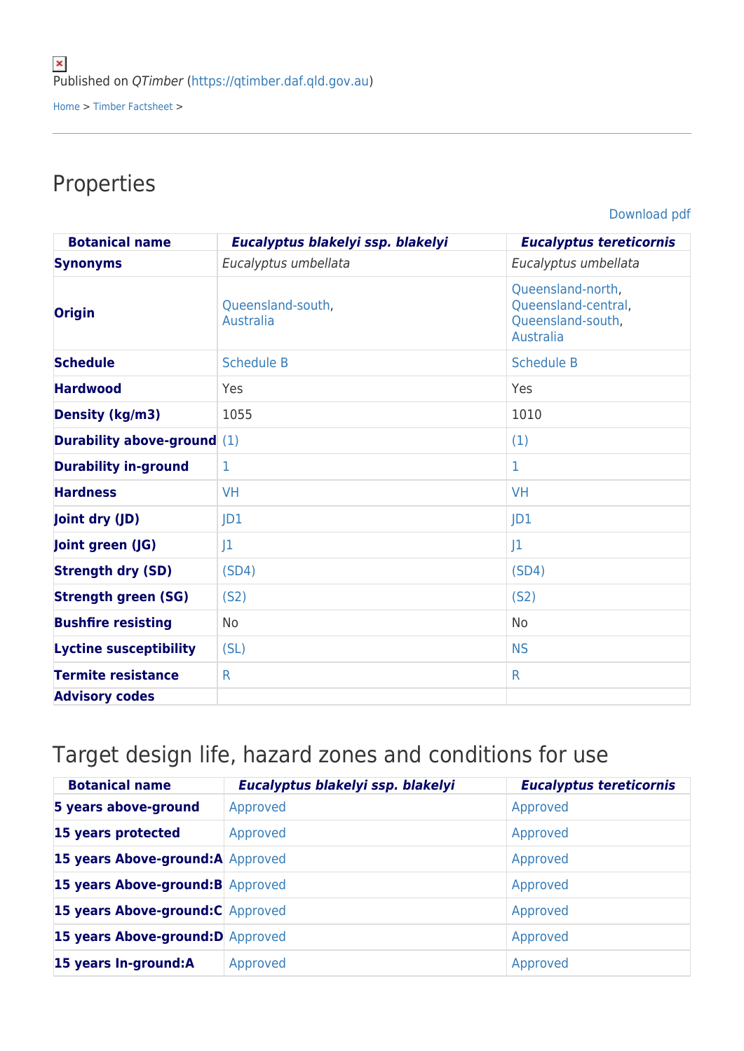Published on *QTimber* (https://qtimber.daf.qld.gov.au)

Home > Timber Factsheet >

## Properties

Download pdf

| **Botanical name** | ***Eucalyptus blakelyi ssp. blakelyi*** | ***Eucalyptus tereticornis*** |
|---|---|---|
| **Synonyms** | *Eucalyptus umbellata* | *Eucalyptus umbellata* |
| **Origin** | Queensland-south, Australia | Queensland-north, Queensland-central, Queensland-south, Australia |
| **Schedule** | Schedule B | Schedule B |
| **Hardwood** | Yes | Yes |
| **Density (kg/m3)** | 1055 | 1010 |
| **Durability above-ground** | (1) | (1) |
| **Durability in-ground** | 1 | 1 |
| **Hardness** | VH | VH |
| **Joint dry (JD)** | JD1 | JD1 |
| **Joint green (JG)** | J1 | J1 |
| **Strength dry (SD)** | (SD4) | (SD4) |
| **Strength green (SG)** | (S2) | (S2) |
| **Bushfire resisting** | No | No |
| **Lyctine susceptibility** | (SL) | NS |
| **Termite resistance** | R | R |
| **Advisory codes** | | |

## Target design life, hazard zones and conditions for use

| **Botanical name** | ***Eucalyptus blakelyi ssp. blakelyi*** | ***Eucalyptus tereticornis*** |
|---|---|---|
| **5 years above-ground** | Approved | Approved |
| **15 years protected** | Approved | Approved |
| **15 years Above-ground:A** | Approved | Approved |
| **15 years Above-ground:B** | Approved | Approved |
| **15 years Above-ground:C** | Approved | Approved |
| **15 years Above-ground:D** | Approved | Approved |
| **15 years In-ground:A** | Approved | Approved |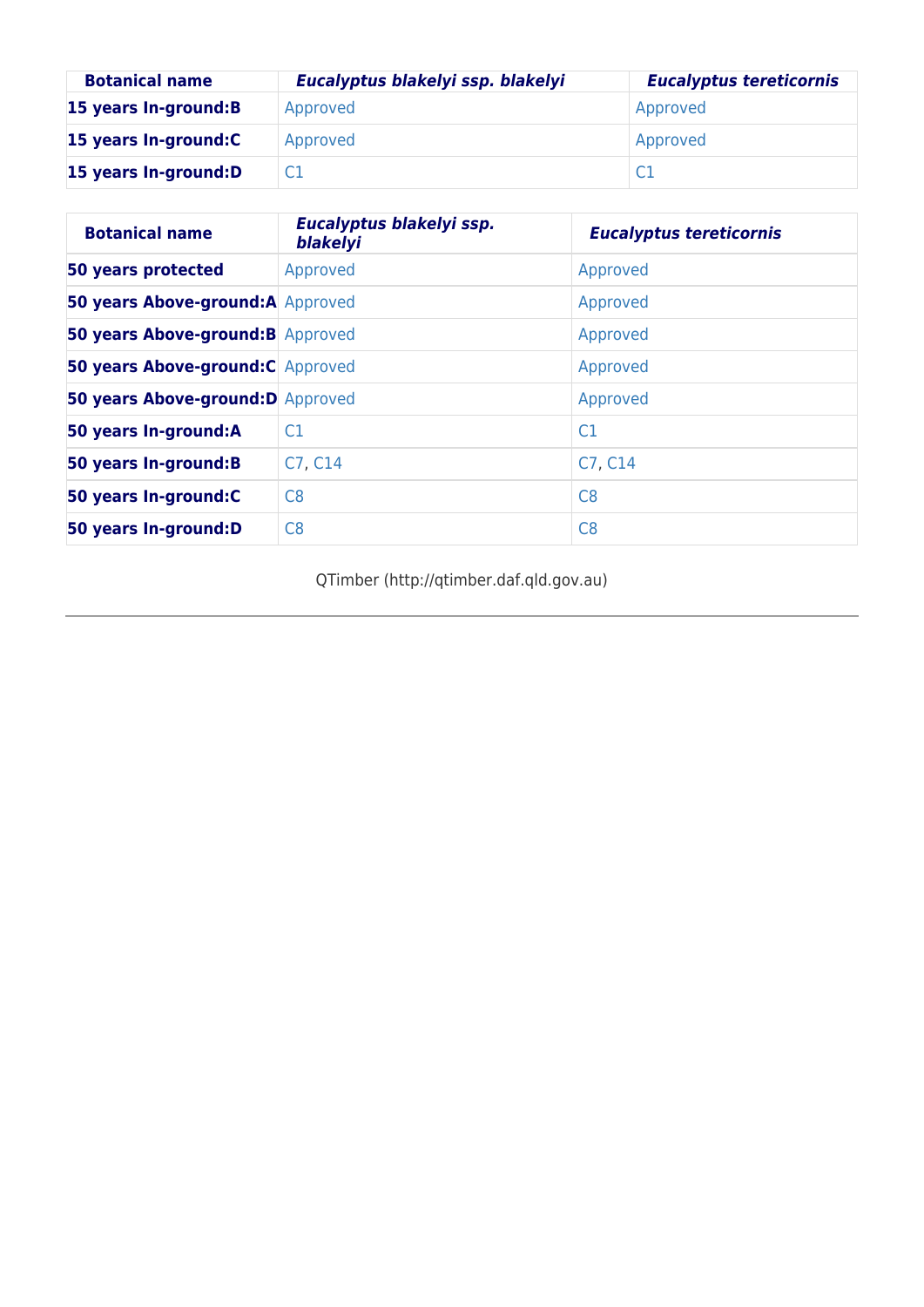| Botanical name | *Eucalyptus blakelyi ssp. blakelyi* | *Eucalyptus tereticornis* |
|---|---|---|
| **15 years In-ground:B** | Approved | Approved |
| **15 years In-ground:C** | Approved | Approved |
| **15 years In-ground:D** | C1 | C1 |

| Botanical name | *Eucalyptus blakelyi ssp. blakelyi* | *Eucalyptus tereticornis* |
|---|---|---|
| **50 years protected** | Approved | Approved |
| **50 years Above-ground:A** | Approved | Approved |
| **50 years Above-ground:B** | Approved | Approved |
| **50 years Above-ground:C** | Approved | Approved |
| **50 years Above-ground:D** | Approved | Approved |
| **50 years In-ground:A** | C1 | C1 |
| **50 years In-ground:B** | C7, C14 | C7, C14 |
| **50 years In-ground:C** | C8 | C8 |
| **50 years In-ground:D** | C8 | C8 |

QTimber (http://qtimber.daf.qld.gov.au)